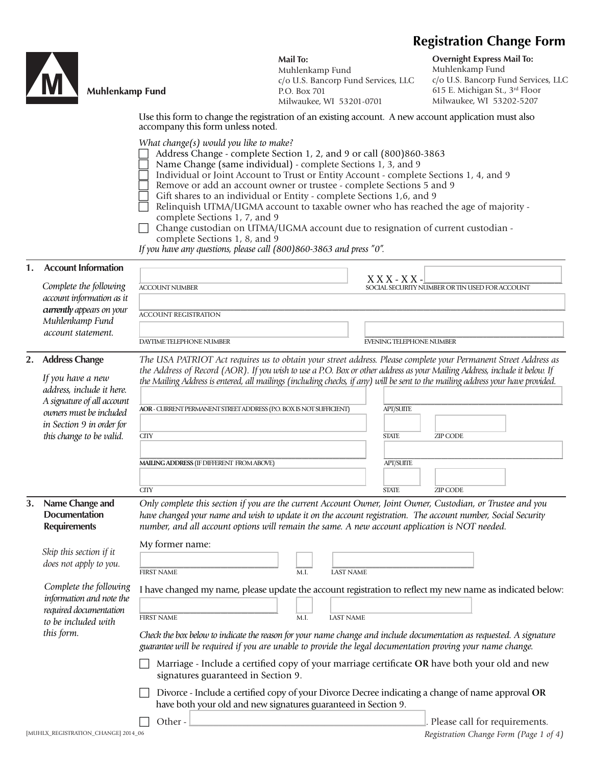# Registration Change Form

**Muhlenkamp Fund**

**Mail To:**
Muhlenkamp Fund
c/o U.S. Bancorp Fund Services, LLC
P.O. Box 701
Milwaukee, WI 53201-0701

**Overnight Express Mail To:**
Muhlenkamp Fund
c/o U.S. Bancorp Fund Services, LLC
615 E. Michigan St., 3rd Floor
Milwaukee, WI 53202-5207

Use this form to change the registration of an existing account. A new account application must also accompany this form unless noted.

*What change(s) would you like to make?*

- ☐ Address Change - complete Section 1, 2, and 9 or call (800)860-3863
- ☐ Name Change (same individual) - complete Sections 1, 3, and 9
- ☐ Individual or Joint Account to Trust or Entity Account - complete Sections 1, 4, and 9
- ☐ Remove or add an account owner or trustee - complete Sections 5 and 9
- ☐ Gift shares to an individual or Entity - complete Sections 1,6, and 9
- ☐ Relinquish UTMA/UGMA account to taxable owner who has reached the age of majority - complete Sections 1, 7, and 9
- ☐ Change custodian on UTMA/UGMA account due to resignation of current custodian - complete Sections 1, 8, and 9

*If you have any questions, please call (800)860-3863 and press "0".*

## 1. Account Information

*Complete the following account information as it **currently** appears on your Muhlenkamp Fund account statement.*

ACCOUNT NUMBER: ____________________

X X X - X X - ________ SOCIAL SECURITY NUMBER OR TIN USED FOR ACCOUNT

ACCOUNT REGISTRATION: ____________________

DAYTIME TELEPHONE NUMBER: ____________________

EVENING TELEPHONE NUMBER: ____________________

## 2. Address Change

*If you have a new address, include it here. A signature of all account owners must be included in Section 9 in order for this change to be valid.*

*The USA PATRIOT Act requires us to obtain your street address. Please complete your Permanent Street Address as the Address of Record (AOR). If you wish to use a P.O. Box or other address as your Mailing Address, include it below. If the Mailing Address is entered, all mailings (including checks, if any) will be sent to the mailing address your have provided.*

**AOR** - CURRENT PERMANENT STREET ADDRESS (P.O. BOX IS NOT SUFFICIENT): ____________________ APT/SUITE: ________

CITY: ____________________ STATE: ______ ZIP CODE: ________

**MAILING ADDRESS** (IF DIFFERENT FROM ABOVE): ____________________ APT/SUITE: ________

CITY: ____________________ STATE: ______ ZIP CODE: ________

## 3. Name Change and Documentation Requirements

*Skip this section if it does not apply to you.*

*Complete the following information and note the required documentation to be included with this form.*

*Only complete this section if you are the current Account Owner, Joint Owner, Custodian, or Trustee and you have changed your name and wish to update it on the account registration. The account number, Social Security number, and all account options will remain the same. A new account application is NOT needed.*

My former name:

FIRST NAME: ____________ M.I.: ____ LAST NAME: ____________

I have changed my name, please update the account registration to reflect my new name as indicated below:

FIRST NAME: ____________ M.I.: ____ LAST NAME: ____________

*Check the box below to indicate the reason for your name change and include documentation as requested. A signature guarantee will be required if you are unable to provide the legal documentation proving your name change.*

- ☐ Marriage - Include a certified copy of your marriage certificate **OR** have both your old and new signatures guaranteed in Section 9.
- ☐ Divorce - Include a certified copy of your Divorce Decree indicating a change of name approval **OR** have both your old and new signatures guaranteed in Section 9.
- ☐ Other - ____________________. Please call for requirements.

[MUHLX_REGISTRATION_CHANGE] 2014_06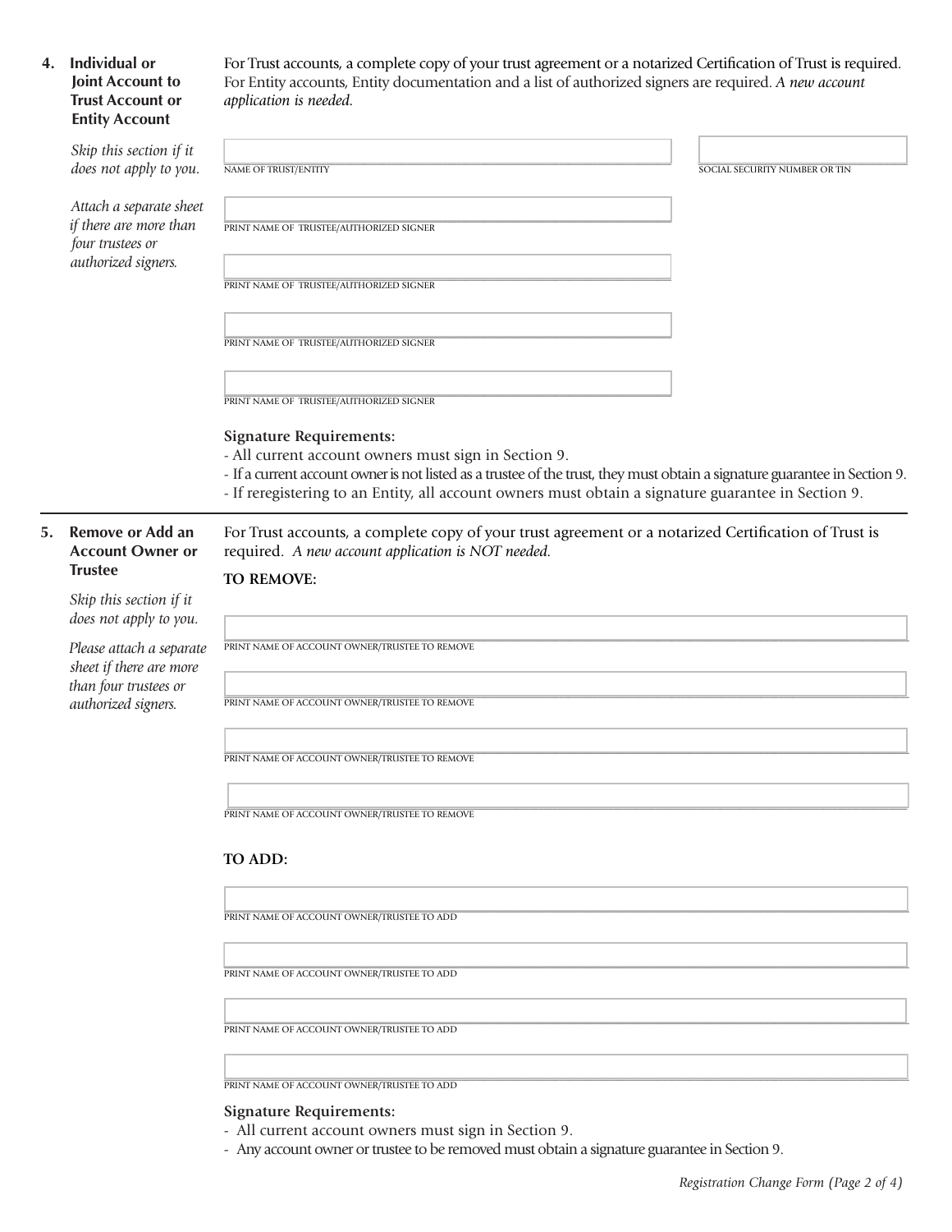## 4. Individual or Joint Account to Trust Account or Entity Account

*Skip this section if it does not apply to you.*

*Attach a separate sheet if there are more than four trustees or authorized signers.*

For Trust accounts, a complete copy of your trust agreement or a notarized Certification of Trust is required. For Entity accounts, Entity documentation and a list of authorized signers are required. *A new account application is needed.*

NAME OF TRUST/ENTITY

SOCIAL SECURITY NUMBER OR TIN

PRINT NAME OF TRUSTEE/AUTHORIZED SIGNER

PRINT NAME OF TRUSTEE/AUTHORIZED SIGNER

PRINT NAME OF TRUSTEE/AUTHORIZED SIGNER

PRINT NAME OF TRUSTEE/AUTHORIZED SIGNER

**Signature Requirements:**

- All current account owners must sign in Section 9.
- If a current account owner is not listed as a trustee of the trust, they must obtain a signature guarantee in Section 9.
- If reregistering to an Entity, all account owners must obtain a signature guarantee in Section 9.

## 5. Remove or Add an Account Owner or Trustee

*Skip this section if it does not apply to you.*

*Please attach a separate sheet if there are more than four trustees or authorized signers.*

For Trust accounts, a complete copy of your trust agreement or a notarized Certification of Trust is required. *A new account application is NOT needed.*

**TO REMOVE:**

PRINT NAME OF ACCOUNT OWNER/TRUSTEE TO REMOVE

PRINT NAME OF ACCOUNT OWNER/TRUSTEE TO REMOVE

PRINT NAME OF ACCOUNT OWNER/TRUSTEE TO REMOVE

PRINT NAME OF ACCOUNT OWNER/TRUSTEE TO REMOVE

**TO ADD:**

PRINT NAME OF ACCOUNT OWNER/TRUSTEE TO ADD

PRINT NAME OF ACCOUNT OWNER/TRUSTEE TO ADD

PRINT NAME OF ACCOUNT OWNER/TRUSTEE TO ADD

PRINT NAME OF ACCOUNT OWNER/TRUSTEE TO ADD

**Signature Requirements:**

- All current account owners must sign in Section 9.
- Any account owner or trustee to be removed must obtain a signature guarantee in Section 9.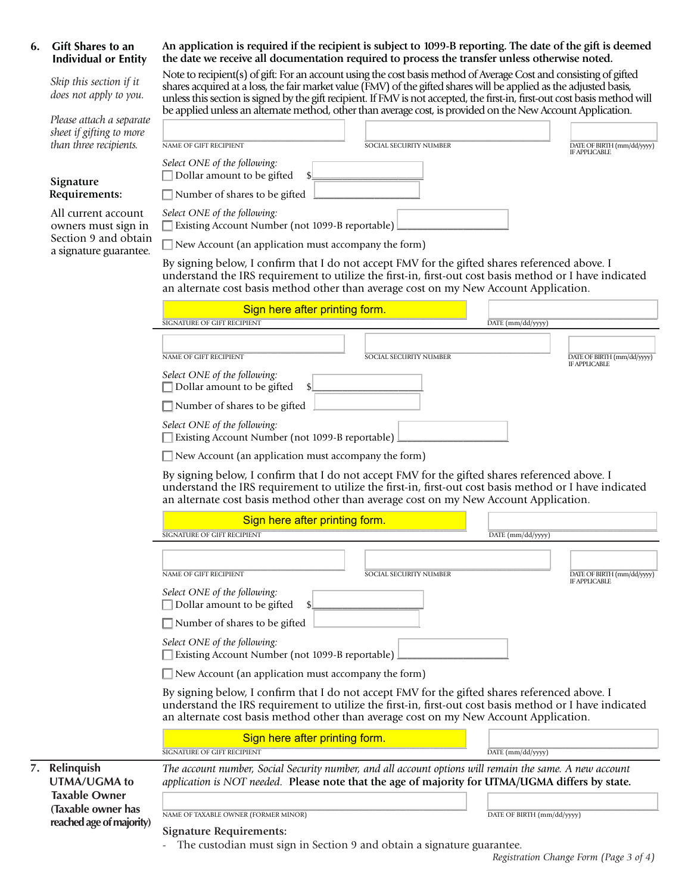## 6. Gift Shares to an Individual or Entity

*Skip this section if it does not apply to you.*

*Please attach a separate sheet if gifting to more than three recipients.*

**Signature Requirements:**

All current account owners must sign in Section 9 and obtain a signature guarantee.

**An application is required if the recipient is subject to 1099-B reporting. The date of the gift is deemed the date we receive all documentation required to process the transfer unless otherwise noted.**

Note to recipient(s) of gift: For an account using the cost basis method of Average Cost and consisting of gifted shares acquired at a loss, the fair market value (FMV) of the gifted shares will be applied as the adjusted basis, unless this section is signed by the gift recipient. If FMV is not accepted, the first-in, first-out cost basis method will be applied unless an alternate method, other than average cost, is provided on the New Account Application.

NAME OF GIFT RECIPIENT ____________ SOCIAL SECURITY NUMBER ____________ DATE OF BIRTH (mm/dd/yyyy) IF APPLICABLE ____________

*Select ONE of the following:*

- ☐ Dollar amount to be gifted $____________
- ☐ Number of shares to be gifted ____________

*Select ONE of the following:*

- ☐ Existing Account Number (not 1099-B reportable) ____________
- ☐ New Account (an application must accompany the form)

By signing below, I confirm that I do not accept FMV for the gifted shares referenced above. I understand the IRS requirement to utilize the first-in, first-out cost basis method or I have indicated an alternate cost basis method other than average cost on my New Account Application.

Sign here after printing form.

SIGNATURE OF GIFT RECIPIENT ____________ DATE (mm/dd/yyyy) ____________

---

NAME OF GIFT RECIPIENT ____________ SOCIAL SECURITY NUMBER ____________ DATE OF BIRTH (mm/dd/yyyy) IF APPLICABLE ____________

*Select ONE of the following:*

- ☐ Dollar amount to be gifted $____________
- ☐ Number of shares to be gifted ____________

*Select ONE of the following:*

- ☐ Existing Account Number (not 1099-B reportable) ____________
- ☐ New Account (an application must accompany the form)

By signing below, I confirm that I do not accept FMV for the gifted shares referenced above. I understand the IRS requirement to utilize the first-in, first-out cost basis method or I have indicated an alternate cost basis method other than average cost on my New Account Application.

Sign here after printing form.

SIGNATURE OF GIFT RECIPIENT ____________ DATE (mm/dd/yyyy) ____________

---

NAME OF GIFT RECIPIENT ____________ SOCIAL SECURITY NUMBER ____________ DATE OF BIRTH (mm/dd/yyyy) IF APPLICABLE ____________

*Select ONE of the following:*

- ☐ Dollar amount to be gifted $____________
- ☐ Number of shares to be gifted ____________

*Select ONE of the following:*

- ☐ Existing Account Number (not 1099-B reportable) ____________
- ☐ New Account (an application must accompany the form)

By signing below, I confirm that I do not accept FMV for the gifted shares referenced above. I understand the IRS requirement to utilize the first-in, first-out cost basis method or I have indicated an alternate cost basis method other than average cost on my New Account Application.

Sign here after printing form.

SIGNATURE OF GIFT RECIPIENT ____________ DATE (mm/dd/yyyy) ____________

## 7. Relinquish UTMA/UGMA to Taxable Owner (Taxable owner has reached age of majority)

*The account number, Social Security number, and all account options will remain the same. A new account application is NOT needed.* **Please note that the age of majority for UTMA/UGMA differs by state.**

NAME OF TAXABLE OWNER (FORMER MINOR) ____________ DATE OF BIRTH (mm/dd/yyyy) ____________

**Signature Requirements:**

- The custodian must sign in Section 9 and obtain a signature guarantee.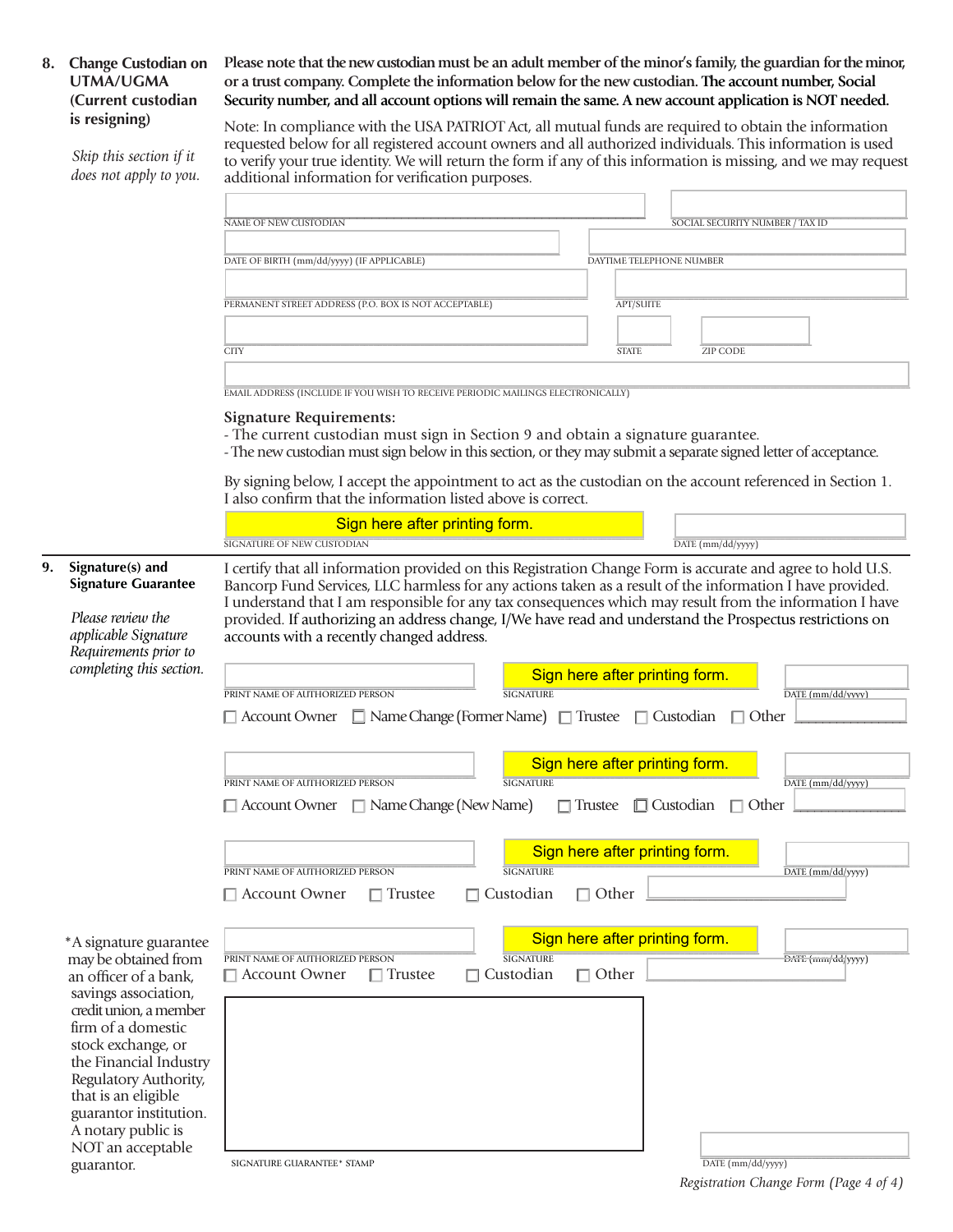**8. Change Custodian on UTMA/UGMA (Current custodian is resigning)**

*Skip this section if it does not apply to you.*

**Please note that the new custodian must be an adult member of the minor's family, the guardian for the minor, or a trust company. Complete the information below for the new custodian. The account number, Social Security number, and all account options will remain the same. A new account application is NOT needed.**

Note: In compliance with the USA PATRIOT Act, all mutual funds are required to obtain the information requested below for all registered account owners and all authorized individuals. This information is used to verify your true identity. We will return the form if any of this information is missing, and we may request additional information for verification purposes.

NAME OF NEW CUSTODIAN ____________________ SOCIAL SECURITY NUMBER / TAX ID ____________________

DATE OF BIRTH (mm/dd/yyyy) (IF APPLICABLE) ____________________ DAYTIME TELEPHONE NUMBER ____________________

PERMANENT STREET ADDRESS (P.O. BOX IS NOT ACCEPTABLE) ____________________ APT/SUITE ____________________

CITY ____________________ STATE ______ ZIP CODE ______

EMAIL ADDRESS (INCLUDE IF YOU WISH TO RECEIVE PERIODIC MAILINGS ELECTRONICALLY) ____________________

**Signature Requirements:**

- The current custodian must sign in Section 9 and obtain a signature guarantee.
- The new custodian must sign below in this section, or they may submit a separate signed letter of acceptance.

By signing below, I accept the appointment to act as the custodian on the account referenced in Section 1. I also confirm that the information listed above is correct.

Sign here after printing form.
SIGNATURE OF NEW CUSTODIAN ____________________ DATE (mm/dd/yyyy) ____________________

**9. Signature(s) and Signature Guarantee**

*Please review the applicable Signature Requirements prior to completing this section.*

I certify that all information provided on this Registration Change Form is accurate and agree to hold U.S. Bancorp Fund Services, LLC harmless for any actions taken as a result of the information I have provided. I understand that I am responsible for any tax consequences which may result from the information I have provided. If authorizing an address change, I/We have read and understand the Prospectus restrictions on accounts with a recently changed address.

PRINT NAME OF AUTHORIZED PERSON ____________________ SIGNATURE: Sign here after printing form. DATE (mm/dd/yyyy) ____________________

☐ Account Owner ☐ Name Change (Former Name) ☐ Trustee ☐ Custodian ☐ Other ____________________

PRINT NAME OF AUTHORIZED PERSON ____________________ SIGNATURE: Sign here after printing form. DATE (mm/dd/yyyy) ____________________

☐ Account Owner ☐ Name Change (New Name) ☐ Trustee ☐ Custodian ☐ Other ____________________

PRINT NAME OF AUTHORIZED PERSON ____________________ SIGNATURE: Sign here after printing form. DATE (mm/dd/yyyy) ____________________

☐ Account Owner ☐ Trustee ☐ Custodian ☐ Other ____________________

PRINT NAME OF AUTHORIZED PERSON ____________________ SIGNATURE: Sign here after printing form. DATE (mm/dd/yyyy) ____________________

☐ Account Owner ☐ Trustee ☐ Custodian ☐ Other ____________________

SIGNATURE GUARANTEE* STAMP ____________________ DATE (mm/dd/yyyy) ____________________

*A signature guarantee may be obtained from an officer of a bank, savings association, credit union, a member firm of a domestic stock exchange, or the Financial Industry Regulatory Authority, that is an eligible guarantor institution. A notary public is NOT an acceptable guarantor.